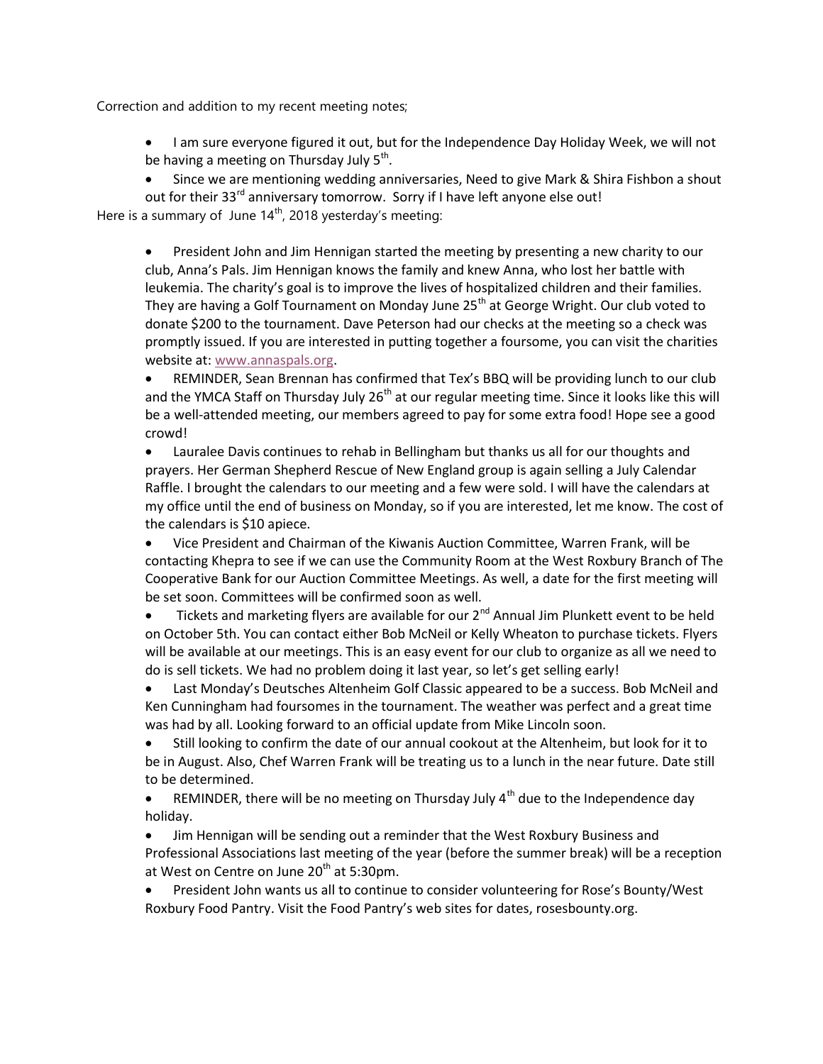Correction and addition to my recent meeting notes;

- I am sure everyone figured it out, but for the Independence Day Holiday Week, we will not be having a meeting on Thursday July 5th.
- Since we are mentioning wedding anniversaries, Need to give Mark & Shira Fishbon a shout out for their 33rd anniversary tomorrow. Sorry if I have left anyone else out!

Here is a summary of June 14th, 2018 yesterday's meeting:

- President John and Jim Hennigan started the meeting by presenting a new charity to our club, Anna's Pals. Jim Hennigan knows the family and knew Anna, who lost her battle with leukemia. The charity's goal is to improve the lives of hospitalized children and their families. They are having a Golf Tournament on Monday June 25th at George Wright. Our club voted to donate $200 to the tournament. Dave Peterson had our checks at the meeting so a check was promptly issued. If you are interested in putting together a foursome, you can visit the charities website at: www.annaspals.org.
- REMINDER, Sean Brennan has confirmed that Tex's BBQ will be providing lunch to our club and the YMCA Staff on Thursday July 26th at our regular meeting time. Since it looks like this will be a well-attended meeting, our members agreed to pay for some extra food! Hope see a good crowd!
- Lauralee Davis continues to rehab in Bellingham but thanks us all for our thoughts and prayers. Her German Shepherd Rescue of New England group is again selling a July Calendar Raffle. I brought the calendars to our meeting and a few were sold. I will have the calendars at my office until the end of business on Monday, so if you are interested, let me know. The cost of the calendars is $10 apiece.
- Vice President and Chairman of the Kiwanis Auction Committee, Warren Frank, will be contacting Khepra to see if we can use the Community Room at the West Roxbury Branch of The Cooperative Bank for our Auction Committee Meetings. As well, a date for the first meeting will be set soon. Committees will be confirmed soon as well.
- Tickets and marketing flyers are available for our 2nd Annual Jim Plunkett event to be held on October 5th. You can contact either Bob McNeil or Kelly Wheaton to purchase tickets. Flyers will be available at our meetings. This is an easy event for our club to organize as all we need to do is sell tickets. We had no problem doing it last year, so let's get selling early!
- Last Monday's Deutsches Altenheim Golf Classic appeared to be a success. Bob McNeil and Ken Cunningham had foursomes in the tournament. The weather was perfect and a great time was had by all. Looking forward to an official update from Mike Lincoln soon.
- Still looking to confirm the date of our annual cookout at the Altenheim, but look for it to be in August. Also, Chef Warren Frank will be treating us to a lunch in the near future. Date still to be determined.
- REMINDER, there will be no meeting on Thursday July 4th due to the Independence day holiday.
- Jim Hennigan will be sending out a reminder that the West Roxbury Business and Professional Associations last meeting of the year (before the summer break) will be a reception at West on Centre on June 20th at 5:30pm.
- President John wants us all to continue to consider volunteering for Rose's Bounty/West Roxbury Food Pantry. Visit the Food Pantry's web sites for dates, rosesbounty.org.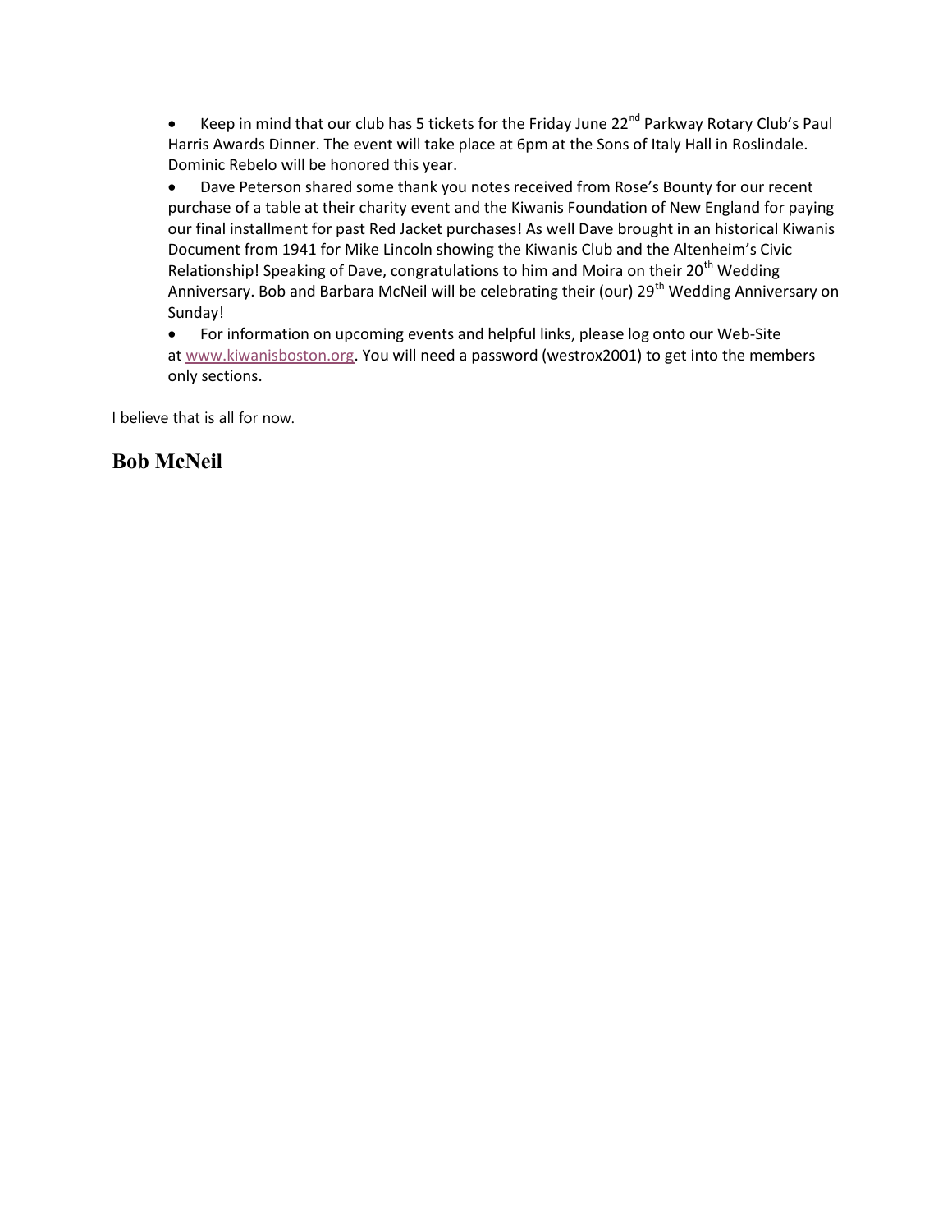- Keep in mind that our club has 5 tickets for the Friday June 22nd Parkway Rotary Club's Paul Harris Awards Dinner. The event will take place at 6pm at the Sons of Italy Hall in Roslindale. Dominic Rebelo will be honored this year.
- Dave Peterson shared some thank you notes received from Rose's Bounty for our recent purchase of a table at their charity event and the Kiwanis Foundation of New England for paying our final installment for past Red Jacket purchases! As well Dave brought in an historical Kiwanis Document from 1941 for Mike Lincoln showing the Kiwanis Club and the Altenheim's Civic Relationship! Speaking of Dave, congratulations to him and Moira on their 20th Wedding Anniversary. Bob and Barbara McNeil will be celebrating their (our) 29th Wedding Anniversary on Sunday!
- For information on upcoming events and helpful links, please log onto our Web-Site at www.kiwanisboston.org. You will need a password (westrox2001) to get into the members only sections.

I believe that is all for now.

**Bob McNeil**